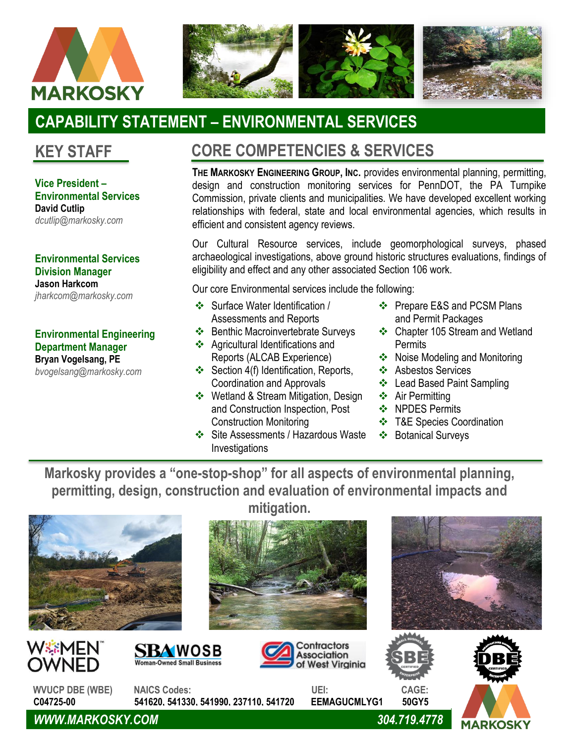MARKOSKY

# CAPABILITY STATEMENT – ENVIRONMENTAL SERVICES

## KEY STAFF

**Vice President – Environmental Services**
**David Cutlip**
*dcutlip@markosky.com*

**Environmental Services Division Manager**
**Jason Harkcom**
*jharkcom@markosky.com*

**Environmental Engineering Department Manager**
**Bryan Vogelsang, PE**
*bvogelsang@markosky.com*

## CORE COMPETENCIES & SERVICES

**The Markosky Engineering Group, Inc.** provides environmental planning, permitting, design and construction monitoring services for PennDOT, the PA Turnpike Commission, private clients and municipalities. We have developed excellent working relationships with federal, state and local environmental agencies, which results in efficient and consistent agency reviews.

Our Cultural Resource services, include geomorphological surveys, phased archaeological investigations, above ground historic structures evaluations, findings of eligibility and effect and any other associated Section 106 work.

Our core Environmental services include the following:

- Surface Water Identification / Assessments and Reports
- Benthic Macroinvertebrate Surveys
- Agricultural Identifications and Reports (ALCAB Experience)
- Section 4(f) Identification, Reports, Coordination and Approvals
- Wetland & Stream Mitigation, Design and Construction Inspection, Post Construction Monitoring
- Site Assessments / Hazardous Waste Investigations
- Prepare E&S and PCSM Plans and Permit Packages
- Chapter 105 Stream and Wetland Permits
- Noise Modeling and Monitoring
- Asbestos Services
- Lead Based Paint Sampling
- Air Permitting
- NPDES Permits
- T&E Species Coordination
- Botanical Surveys

**Markosky provides a "one-stop-shop" for all aspects of environmental planning, permitting, design, construction and evaluation of environmental impacts and mitigation.**

WOMEN OWNED | SBA WOSB Woman-Owned Small Business | Contractors Association of West Virginia | SBE | DBE

**WVUCP DBE (WBE)**
**C04725-00**

**NAICS Codes:**
**541620, 541330, 541990, 237110, 541720**

**UEI:**
**EEMAGUCMLYG1**

**CAGE:**
**50GY5**

***WWW.MARKOSKY.COM*** ***304.719.4778***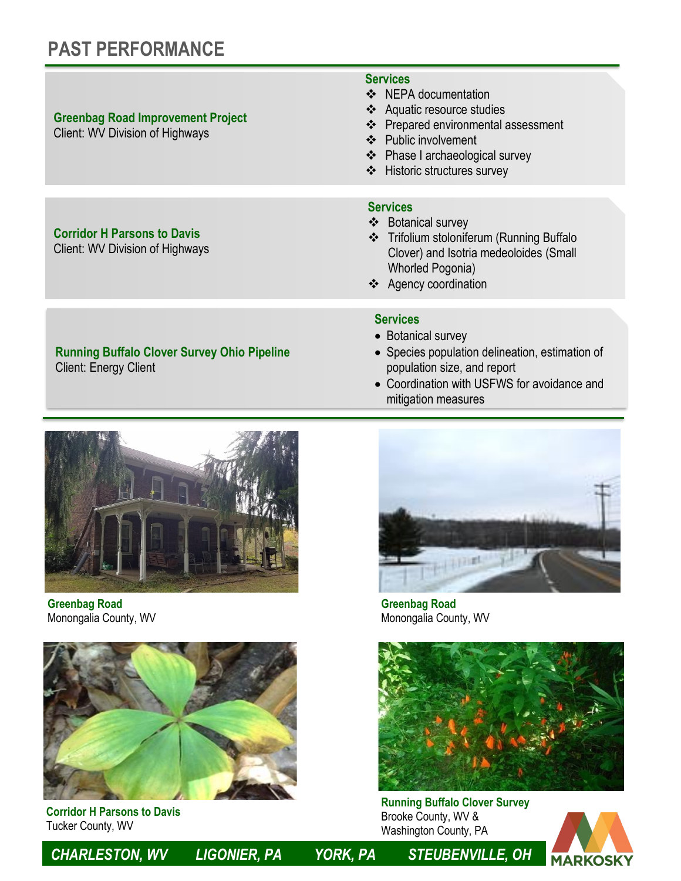## PAST PERFORMANCE

**Greenbag Road Improvement Project**
Client: WV Division of Highways

**Services**
- NEPA documentation
- Aquatic resource studies
- Prepared environmental assessment
- Public involvement
- Phase I archaeological survey
- Historic structures survey

**Corridor H Parsons to Davis**
Client: WV Division of Highways

**Services**
- Botanical survey
- Trifolium stoloniferum (Running Buffalo Clover) and Isotria medeoloides (Small Whorled Pogonia)
- Agency coordination

**Running Buffalo Clover Survey Ohio Pipeline**
Client: Energy Client

**Services**
- Botanical survey
- Species population delineation, estimation of population size, and report
- Coordination with USFWS for avoidance and mitigation measures

**Greenbag Road**
Monongalia County, WV

**Greenbag Road**
Monongalia County, WV

**Corridor H Parsons to Davis**
Tucker County, WV

**Running Buffalo Clover Survey**
Brooke County, WV &
Washington County, PA

*CHARLESTON, WV   LIGONIER, PA   YORK, PA   STEUBENVILLE, OH*

MARKOSKY